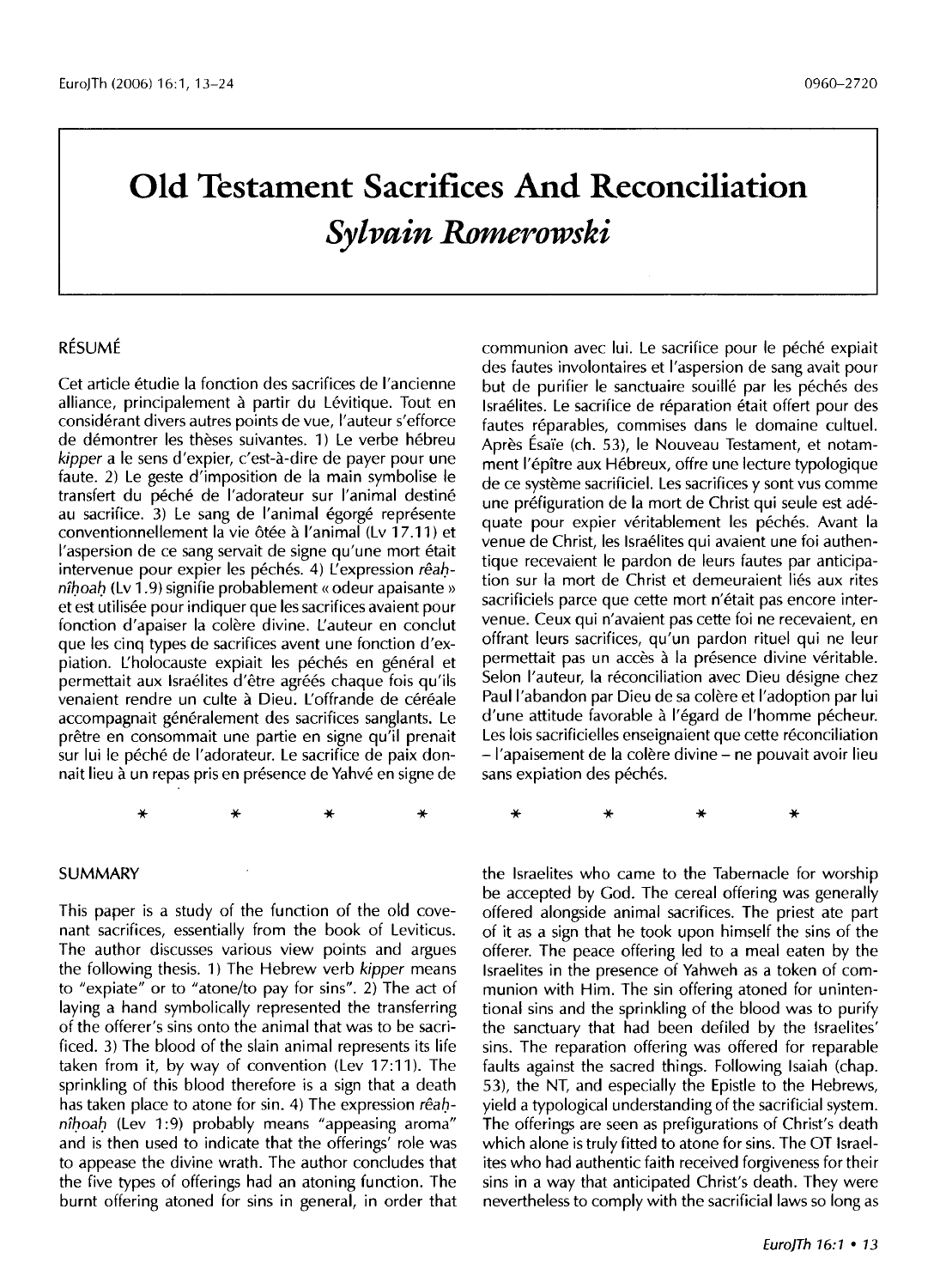# Old Testament Sacrifices And Reconciliation

## *Sylvain Romerowski*

## RÉSUMÉ

Cet article étudie la fonction des sacrifices de l'ancienne alliance, principalement à partir du Lévitique. Tout en considérant divers autres points de vue, l'auteur s'efforce de démontrer les thèses suivantes. 1) Le verbe hébreu *kipper* a le sens d'expier, c'est-à-dire de payer pour une faute. 2) Le geste d'imposition de la main symbolise le transfert du péché de l'adorateur sur l'animal destiné au sacrifice. 3) Le sang de l'animal égorgé représente conventionnellement la vie ôtée à l'animal (Lv 17.11) et l'aspersion de ce sang servait de signe qu'une mort était intervenue pour expier les péchés. 4) L'expression *rêaḥ-nîḥoaḥ* (Lv 1.9) signifie probablement « odeur apaisante » et est utilisée pour indiquer que les sacrifices avaient pour fonction d'apaiser la colère divine. L'auteur en conclut que les cinq types de sacrifices avent une fonction d'expiation. L'holocauste expiait les péchés en général et permettait aux Israélites d'être agréés chaque fois qu'ils venaient rendre un culte à Dieu. L'offrande de céréale accompagnait généralement des sacrifices sanglants. Le prêtre en consommait une partie en signe qu'il prenait sur lui le péché de l'adorateur. Le sacrifice de paix donnait lieu à un repas pris en présence de Yahvé en signe de communion avec lui. Le sacrifice pour le péché expiait des fautes involontaires et l'aspersion de sang avait pour but de purifier le sanctuaire souillé par les péchés des Israélites. Le sacrifice de réparation était offert pour des fautes réparables, commises dans le domaine cultuel. Après Ésaïe (ch. 53), le Nouveau Testament, et notamment l'épître aux Hébreux, offre une lecture typologique de ce système sacrificiel. Les sacrifices y sont vus comme une préfiguration de la mort de Christ qui seule est adéquate pour expier véritablement les péchés. Avant la venue de Christ, les Israélites qui avaient une foi authentique recevaient le pardon de leurs fautes par anticipation sur la mort de Christ et demeuraient liés aux rites sacrificiels parce que cette mort n'était pas encore intervenue. Ceux qui n'avaient pas cette foi ne recevaient, en offrant leurs sacrifices, qu'un pardon rituel qui ne leur permettait pas un accès à la présence divine véritable. Selon l'auteur, la réconciliation avec Dieu désigne chez Paul l'abandon par Dieu de sa colère et l'adoption par lui d'une attitude favorable à l'égard de l'homme pécheur. Les lois sacrificielles enseignaient que cette réconciliation – l'apaisement de la colère divine – ne pouvait avoir lieu sans expiation des péchés.

\* \* \* \* \* \* \* \*

## SUMMARY

This paper is a study of the function of the old covenant sacrifices, essentially from the book of Leviticus. The author discusses various view points and argues the following thesis. 1) The Hebrew verb *kipper* means to "expiate" or to "atone/to pay for sins". 2) The act of laying a hand symbolically represented the transferring of the offerer's sins onto the animal that was to be sacrificed. 3) The blood of the slain animal represents its life taken from it, by way of convention (Lev 17:11). The sprinkling of this blood therefore is a sign that a death has taken place to atone for sin. 4) The expression *rêaḥ-nîḥoaḥ* (Lev 1:9) probably means "appeasing aroma" and is then used to indicate that the offerings' role was to appease the divine wrath. The author concludes that the five types of offerings had an atoning function. The burnt offering atoned for sins in general, in order that the Israelites who came to the Tabernacle for worship be accepted by God. The cereal offering was generally offered alongside animal sacrifices. The priest ate part of it as a sign that he took upon himself the sins of the offerer. The peace offering led to a meal eaten by the Israelites in the presence of Yahweh as a token of communion with Him. The sin offering atoned for unintentional sins and the sprinkling of the blood was to purify the sanctuary that had been defiled by the Israelites' sins. The reparation offering was offered for reparable faults against the sacred things. Following Isaiah (chap. 53), the NT, and especially the Epistle to the Hebrews, yield a typological understanding of the sacrificial system. The offerings are seen as prefigurations of Christ's death which alone is truly fitted to atone for sins. The OT Israelites who had authentic faith received forgiveness for their sins in a way that anticipated Christ's death. They were nevertheless to comply with the sacrificial laws so long as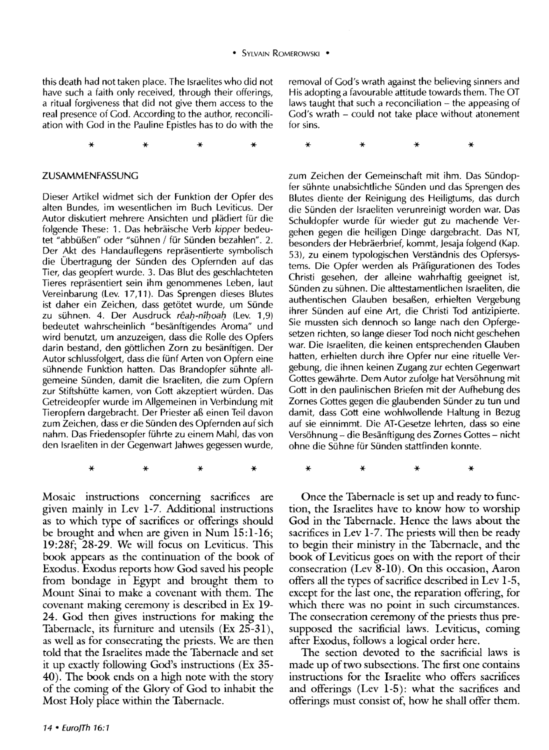this death had not taken place. The Israelites who did not have such a faith only received, through their offerings, a ritual forgiveness that did not give them access to the real presence of God. According to the author, reconciliation with God in the Pauline Epistles has to do with the removal of God's wrath against the believing sinners and His adopting a favourable attitude towards them. The OT laws taught that such a reconciliation – the appeasing of God's wrath – could not take place without atonement for sins.

\*    \*    \*    \*

## ZUSAMMENFASSUNG

Dieser Artikel widmet sich der Funktion der Opfer des alten Bundes, im wesentlichen im Buch Leviticus. Der Autor diskutiert mehrere Ansichten und plädiert für die folgende These: 1. Das hebräische Verb *kipper* bedeutet "abbüßen" oder "sühnen / für Sünden bezahlen". 2. Der Akt des Handauflegens repräsentierte symbolisch die Übertragung der Sünden des Opfernden auf das Tier, das geopfert wurde. 3. Das Blut des geschlachteten Tieres repräsentiert sein ihm genommenes Leben, laut Vereinbarung (Lev. 17,11). Das Sprengen dieses Blutes ist daher ein Zeichen, dass getötet wurde, um Sünde zu sühnen. 4. Der Ausdruck *rêaḥ-nîḥoaḥ* (Lev. 1,9) bedeutet wahrscheinlich "besänftigendes Aroma" und wird benutzt, um anzuzeigen, dass die Rolle des Opfers darin bestand, den göttlichen Zorn zu besänftigen. Der Autor schlussfolgert, dass die fünf Arten von Opfern eine sühnende Funktion hatten. Das Brandopfer sühnte allgemeine Sünden, damit die Israeliten, die zum Opfern zur Stiftshütte kamen, von Gott akzeptiert würden. Das Getreideopfer wurde im Allgemeinen in Verbindung mit Tieropfern dargebracht. Der Priester aß einen Teil davon zum Zeichen, dass er die Sünden des Opfernden auf sich nahm. Das Friedensopfer führte zu einem Mahl, das von den Israeliten in der Gegenwart Jahwes gegessen wurde, zum Zeichen der Gemeinschaft mit ihm. Das Sündopfer sühnte unabsichtliche Sünden und das Sprengen des Blutes diente der Reinigung des Heiligtums, das durch die Sünden der Israeliten verunreinigt worden war. Das Schuldopfer wurde für wieder gut zu machende Vergehen gegen die heiligen Dinge dargebracht. Das NT, besonders der Hebräerbrief, kommt, Jesaja folgend (Kap. 53), zu einem typologischen Verständnis des Opfersystems. Die Opfer werden als Präfigurationen des Todes Christi gesehen, der alleine wahrhaftig geeignet ist, Sünden zu sühnen. Die alttestamentlichen Israeliten, die authentischen Glauben besaßen, erhielten Vergebung ihrer Sünden auf eine Art, die Christi Tod antizipierte. Sie mussten sich dennoch so lange nach den Opfergesetzen richten, so lange dieser Tod noch nicht geschehen war. Die Israeliten, die keinen entsprechenden Glauben hatten, erhielten durch ihre Opfer nur eine rituelle Vergebung, die ihnen keinen Zugang zur echten Gegenwart Gottes gewährte. Dem Autor zufolge hat Versöhnung mit Gott in den paulinischen Briefen mit der Aufhebung des Zornes Gottes gegen die glaubenden Sünder zu tun und damit, dass Gott eine wohlwollende Haltung in Bezug auf sie einnimmt. Die AT-Gesetze lehrten, dass so eine Versöhnung – die Besänftigung des Zornes Gottes – nicht ohne die Sühne für Sünden stattfinden konnte.

\*    \*    \*    \*

Mosaic instructions concerning sacrifices are given mainly in Lev 1-7. Additional instructions as to which type of sacrifices or offerings should be brought and when are given in Num 15:1-16; 19:28f; 28-29. We will focus on Leviticus. This book appears as the continuation of the book of Exodus. Exodus reports how God saved his people from bondage in Egypt and brought them to Mount Sinai to make a covenant with them. The covenant making ceremony is described in Ex 19-24. God then gives instructions for making the Tabernacle, its furniture and utensils (Ex 25-31), as well as for consecrating the priests. We are then told that the Israelites made the Tabernacle and set it up exactly following God's instructions (Ex 35-40). The book ends on a high note with the story of the coming of the Glory of God to inhabit the Most Holy place within the Tabernacle.

Once the Tabernacle is set up and ready to function, the Israelites have to know how to worship God in the Tabernacle. Hence the laws about the sacrifices in Lev 1-7. The priests will then be ready to begin their ministry in the Tabernacle, and the book of Leviticus goes on with the report of their consecration (Lev 8-10). On this occasion, Aaron offers all the types of sacrifice described in Lev 1-5, except for the last one, the reparation offering, for which there was no point in such circumstances. The consecration ceremony of the priests thus presupposed the sacrificial laws. Leviticus, coming after Exodus, follows a logical order here.

The section devoted to the sacrificial laws is made up of two subsections. The first one contains instructions for the Israelite who offers sacrifices and offerings (Lev 1-5): what the sacrifices and offerings must consist of, how he shall offer them.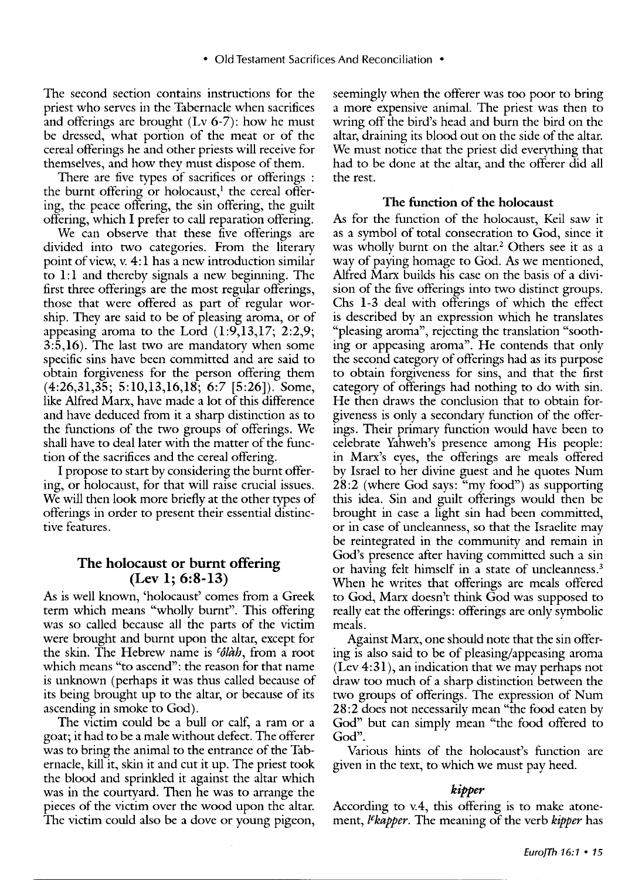The second section contains instructions for the priest who serves in the Tabernacle when sacrifices and offerings are brought (Lv 6-7): how he must be dressed, what portion of the meat or of the cereal offerings he and other priests will receive for themselves, and how they must dispose of them.

There are five types of sacrifices or offerings : the burnt offering or holocaust,[1] the cereal offering, the peace offering, the sin offering, the guilt offering, which I prefer to call reparation offering.

We can observe that these five offerings are divided into two categories. From the literary point of view, v. 4:1 has a new introduction similar to 1:1 and thereby signals a new beginning. The first three offerings are the most regular offerings, those that were offered as part of regular worship. They are said to be of pleasing aroma, or of appeasing aroma to the Lord (1:9,13,17; 2:2,9; 3:5,16). The last two are mandatory when some specific sins have been committed and are said to obtain forgiveness for the person offering them (4:26,31,35; 5:10,13,16,18; 6:7 [5:26]). Some, like Alfred Marx, have made a lot of this difference and have deduced from it a sharp distinction as to the functions of the two groups of offerings. We shall have to deal later with the matter of the function of the sacrifices and the cereal offering.

I propose to start by considering the burnt offering, or holocaust, for that will raise crucial issues. We will then look more briefly at the other types of offerings in order to present their essential distinctive features.

## The holocaust or burnt offering (Lev 1; 6:8-13)

As is well known, 'holocaust' comes from a Greek term which means "wholly burnt". This offering was so called because all the parts of the victim were brought and burnt upon the altar, except for the skin. The Hebrew name is *ᶜôlâh*, from a root which means "to ascend": the reason for that name is unknown (perhaps it was thus called because of its being brought up to the altar, or because of its ascending in smoke to God).

The victim could be a bull or calf, a ram or a goat; it had to be a male without defect. The offerer was to bring the animal to the entrance of the Tabernacle, kill it, skin it and cut it up. The priest took the blood and sprinkled it against the altar which was in the courtyard. Then he was to arrange the pieces of the victim over the wood upon the altar. The victim could also be a dove or young pigeon, seemingly when the offerer was too poor to bring a more expensive animal. The priest was then to wring off the bird's head and burn the bird on the altar, draining its blood out on the side of the altar. We must notice that the priest did everything that had to be done at the altar, and the offerer did all the rest.

### The function of the holocaust

As for the function of the holocaust, Keil saw it as a symbol of total consecration to God, since it was wholly burnt on the altar.[2] Others see it as a way of paying homage to God. As we mentioned, Alfred Marx builds his case on the basis of a division of the five offerings into two distinct groups. Chs 1-3 deal with offerings of which the effect is described by an expression which he translates "pleasing aroma", rejecting the translation "soothing or appeasing aroma". He contends that only the second category of offerings had as its purpose to obtain forgiveness for sins, and that the first category of offerings had nothing to do with sin. He then draws the conclusion that to obtain forgiveness is only a secondary function of the offerings. Their primary function would have been to celebrate Yahweh's presence among His people: in Marx's eyes, the offerings are meals offered by Israel to her divine guest and he quotes Num 28:2 (where God says: "my food") as supporting this idea. Sin and guilt offerings would then be brought in case a light sin had been committed, or in case of uncleanness, so that the Israelite may be reintegrated in the community and remain in God's presence after having committed such a sin or having felt himself in a state of uncleanness.[3] When he writes that offerings are meals offered to God, Marx doesn't think God was supposed to really eat the offerings: offerings are only symbolic meals.

Against Marx, one should note that the sin offering is also said to be of pleasing/appeasing aroma (Lev 4:31), an indication that we may perhaps not draw too much of a sharp distinction between the two groups of offerings. The expression of Num 28:2 does not necessarily mean "the food eaten by God" but can simply mean "the food offered to God".

Various hints of the holocaust's function are given in the text, to which we must pay heed.

#### *kipper*

According to v.4, this offering is to make atonement, *lᵉkapper*. The meaning of the verb *kipper* has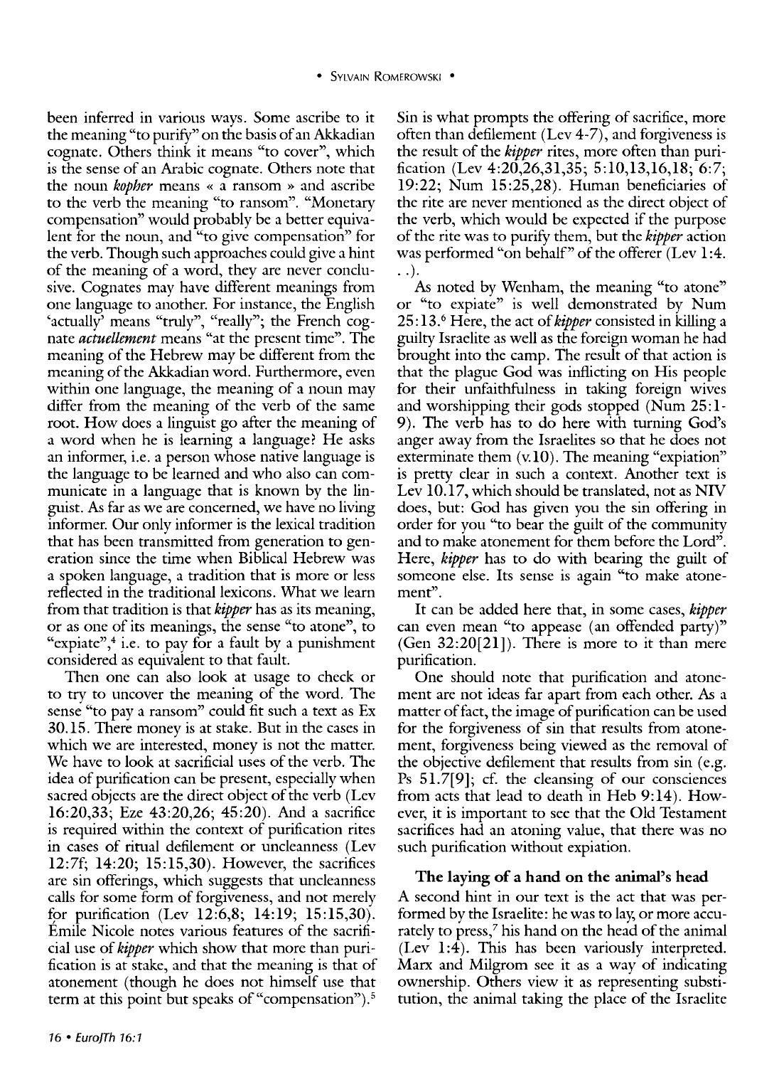been inferred in various ways. Some ascribe to it the meaning "to purify" on the basis of an Akkadian cognate. Others think it means "to cover", which is the sense of an Arabic cognate. Others note that the noun *kopher* means « a ransom » and ascribe to the verb the meaning "to ransom". "Monetary compensation" would probably be a better equivalent for the noun, and "to give compensation" for the verb. Though such approaches could give a hint of the meaning of a word, they are never conclusive. Cognates may have different meanings from one language to another. For instance, the English 'actually' means "truly", "really"; the French cognate *actuellement* means "at the present time". The meaning of the Hebrew may be different from the meaning of the Akkadian word. Furthermore, even within one language, the meaning of a noun may differ from the meaning of the verb of the same root. How does a linguist go after the meaning of a word when he is learning a language? He asks an informer, i.e. a person whose native language is the language to be learned and who also can communicate in a language that is known by the linguist. As far as we are concerned, we have no living informer. Our only informer is the lexical tradition that has been transmitted from generation to generation since the time when Biblical Hebrew was a spoken language, a tradition that is more or less reflected in the traditional lexicons. What we learn from that tradition is that *kipper* has as its meaning, or as one of its meanings, the sense "to atone", to "expiate",[4] i.e. to pay for a fault by a punishment considered as equivalent to that fault.

Then one can also look at usage to check or to try to uncover the meaning of the word. The sense "to pay a ransom" could fit such a text as Ex 30.15. There money is at stake. But in the cases in which we are interested, money is not the matter. We have to look at sacrificial uses of the verb. The idea of purification can be present, especially when sacred objects are the direct object of the verb (Lev 16:20,33; Eze 43:20,26; 45:20). And a sacrifice is required within the context of purification rites in cases of ritual defilement or uncleanness (Lev 12:7f; 14:20; 15:15,30). However, the sacrifices are sin offerings, which suggests that uncleanness calls for some form of forgiveness, and not merely for purification (Lev 12:6,8; 14:19; 15:15,30). Émile Nicole notes various features of the sacrificial use of *kipper* which show that more than purification is at stake, and that the meaning is that of atonement (though he does not himself use that term at this point but speaks of "compensation").[5] Sin is what prompts the offering of sacrifice, more often than defilement (Lev 4-7), and forgiveness is the result of the *kipper* rites, more often than purification (Lev 4:20,26,31,35; 5:10,13,16,18; 6:7; 19:22; Num 15:25,28). Human beneficiaries of the rite are never mentioned as the direct object of the verb, which would be expected if the purpose of the rite was to purify them, but the *kipper* action was performed "on behalf" of the offerer (Lev 1:4. . .).

As noted by Wenham, the meaning "to atone" or "to expiate" is well demonstrated by Num 25:13.[6] Here, the act of *kipper* consisted in killing a guilty Israelite as well as the foreign woman he had brought into the camp. The result of that action is that the plague God was inflicting on His people for their unfaithfulness in taking foreign wives and worshipping their gods stopped (Num 25:1-9). The verb has to do here with turning God's anger away from the Israelites so that he does not exterminate them (v.10). The meaning "expiation" is pretty clear in such a context. Another text is Lev 10.17, which should be translated, not as NIV does, but: God has given you the sin offering in order for you "to bear the guilt of the community and to make atonement for them before the Lord". Here, *kipper* has to do with bearing the guilt of someone else. Its sense is again "to make atonement".

It can be added here that, in some cases, *kipper* can even mean "to appease (an offended party)" (Gen 32:20[21]). There is more to it than mere purification.

One should note that purification and atonement are not ideas far apart from each other. As a matter of fact, the image of purification can be used for the forgiveness of sin that results from atonement, forgiveness being viewed as the removal of the objective defilement that results from sin (e.g. Ps 51.7[9]; cf. the cleansing of our consciences from acts that lead to death in Heb 9:14). However, it is important to see that the Old Testament sacrifices had an atoning value, that there was no such purification without expiation.

### The laying of a hand on the animal's head

A second hint in our text is the act that was performed by the Israelite: he was to lay, or more accurately to press,[7] his hand on the head of the animal (Lev 1:4). This has been variously interpreted. Marx and Milgrom see it as a way of indicating ownership. Others view it as representing substitution, the animal taking the place of the Israelite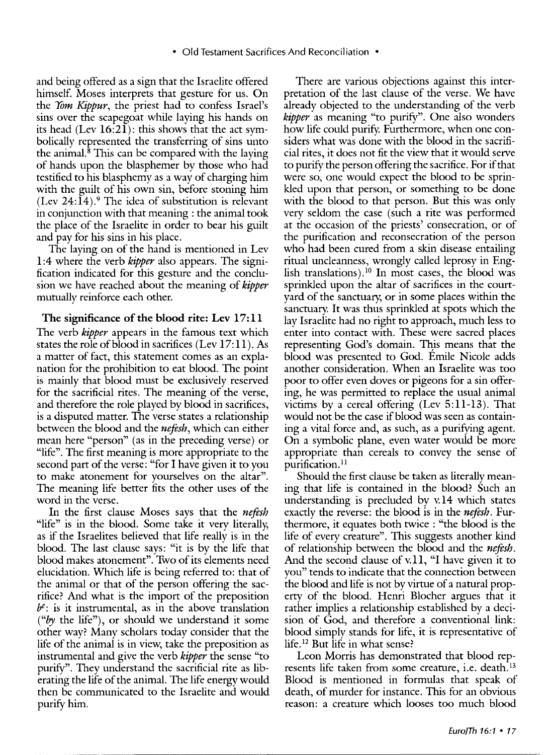and being offered as a sign that the Israelite offered himself. Moses interprets that gesture for us. On the *Yom Kippur*, the priest had to confess Israel's sins over the scapegoat while laying his hands on its head (Lev 16:21): this shows that the act symbolically represented the transferring of sins unto the animal.[8] This can be compared with the laying of hands upon the blasphemer by those who had testified to his blasphemy as a way of charging him with the guilt of his own sin, before stoning him (Lev 24:14).[9] The idea of substitution is relevant in conjunction with that meaning : the animal took the place of the Israelite in order to bear his guilt and pay for his sins in his place.

The laying on of the hand is mentioned in Lev 1:4 where the verb *kipper* also appears. The signification indicated for this gesture and the conclusion we have reached about the meaning of *kipper* mutually reinforce each other.

### The significance of the blood rite: Lev 17:11

The verb *kipper* appears in the famous text which states the role of blood in sacrifices (Lev 17:11). As a matter of fact, this statement comes as an explanation for the prohibition to eat blood. The point is mainly that blood must be exclusively reserved for the sacrificial rites. The meaning of the verse, and therefore the role played by blood in sacrifices, is a disputed matter. The verse states a relationship between the blood and the *nefesh*, which can either mean here "person" (as in the preceding verse) or "life". The first meaning is more appropriate to the second part of the verse: "for I have given it to you to make atonement for yourselves on the altar". The meaning life better fits the other uses of the word in the verse.

In the first clause Moses says that the *nefesh* "life" is in the blood. Some take it very literally, as if the Israelites believed that life really is in the blood. The last clause says: "it is by the life that blood makes atonement". Two of its elements need elucidation. Which life is being referred to: that of the animal or that of the person offering the sacrifice? And what is the import of the preposition *be*: is it instrumental, as in the above translation ("*by* the life"), or should we understand it some other way? Many scholars today consider that the life of the animal is in view, take the preposition as instrumental and give the verb *kipper* the sense "to purify". They understand the sacrificial rite as liberating the life of the animal. The life energy would then be communicated to the Israelite and would purify him.

There are various objections against this interpretation of the last clause of the verse. We have already objected to the understanding of the verb *kipper* as meaning "to purify". One also wonders how life could purify. Furthermore, when one considers what was done with the blood in the sacrificial rites, it does not fit the view that it would serve to purify the person offering the sacrifice. For if that were so, one would expect the blood to be sprinkled upon that person, or something to be done with the blood to that person. But this was only very seldom the case (such a rite was performed at the occasion of the priests' consecration, or of the purification and reconsecration of the person who had been cured from a skin disease entailing ritual uncleanness, wrongly called leprosy in English translations).[10] In most cases, the blood was sprinkled upon the altar of sacrifices in the courtyard of the sanctuary, or in some places within the sanctuary. It was thus sprinkled at spots which the lay Israelite had no right to approach, much less to enter into contact with. These were sacred places representing God's domain. This means that the blood was presented to God. Émile Nicole adds another consideration. When an Israelite was too poor to offer even doves or pigeons for a sin offering, he was permitted to replace the usual animal victims by a cereal offering (Lev 5:11-13). That would not be the case if blood was seen as containing a vital force and, as such, as a purifying agent. On a symbolic plane, even water would be more appropriate than cereals to convey the sense of purification.[11]

Should the first clause be taken as literally meaning that life is contained in the blood? Such an understanding is precluded by v.14 which states exactly the reverse: the blood is in the *nefesh*. Furthermore, it equates both twice : "the blood is the life of every creature". This suggests another kind of relationship between the blood and the *nefesh*. And the second clause of v.11, "I have given it to you" tends to indicate that the connection between the blood and life is not by virtue of a natural property of the blood. Henri Blocher argues that it rather implies a relationship established by a decision of God, and therefore a conventional link: blood simply stands for life, it is representative of life.[12] But life in what sense?

Leon Morris has demonstrated that blood represents life taken from some creature, i.e. death.[13] Blood is mentioned in formulas that speak of death, of murder for instance. This for an obvious reason: a creature which looses too much blood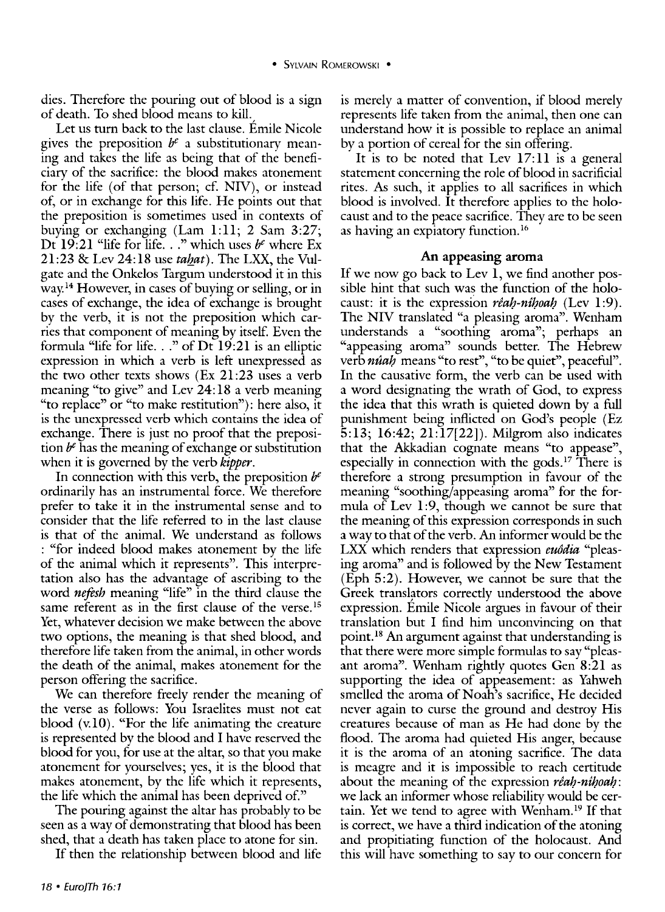dies. Therefore the pouring out of blood is a sign of death. To shed blood means to kill.

Let us turn back to the last clause. Émile Nicole gives the preposition *b<sup>e</sup>* a substitutionary meaning and takes the life as being that of the beneficiary of the sacrifice: the blood makes atonement for the life (of that person; cf. NIV), or instead of, or in exchange for this life. He points out that the preposition is sometimes used in contexts of buying or exchanging (Lam 1:11; 2 Sam 3:27; Dt 19:21 "life for life. . ." which uses *b<sup>e</sup>* where Ex 21:23 & Lev 24:18 use *taḥat*). The LXX, the Vulgate and the Onkelos Targum understood it in this way.[14] However, in cases of buying or selling, or in cases of exchange, the idea of exchange is brought by the verb, it is not the preposition which carries that component of meaning by itself. Even the formula "life for life. . ." of Dt 19:21 is an elliptic expression in which a verb is left unexpressed as the two other texts shows (Ex 21:23 uses a verb meaning "to give" and Lev 24:18 a verb meaning "to replace" or "to make restitution"): here also, it is the unexpressed verb which contains the idea of exchange. There is just no proof that the preposition *b<sup>e</sup>* has the meaning of exchange or substitution when it is governed by the verb *kipper*.

In connection with this verb, the preposition *b<sup>e</sup>* ordinarily has an instrumental force. We therefore prefer to take it in the instrumental sense and to consider that the life referred to in the last clause is that of the animal. We understand as follows : "for indeed blood makes atonement by the life of the animal which it represents". This interpretation also has the advantage of ascribing to the word *nefesh* meaning "life" in the third clause the same referent as in the first clause of the verse.[15] Yet, whatever decision we make between the above two options, the meaning is that shed blood, and therefore life taken from the animal, in other words the death of the animal, makes atonement for the person offering the sacrifice.

We can therefore freely render the meaning of the verse as follows: You Israelites must not eat blood (v.10). "For the life animating the creature is represented by the blood and I have reserved the blood for you, for use at the altar, so that you make atonement for yourselves; yes, it is the blood that makes atonement, by the life which it represents, the life which the animal has been deprived of."

The pouring against the altar has probably to be seen as a way of demonstrating that blood has been shed, that a death has taken place to atone for sin.

If then the relationship between blood and life is merely a matter of convention, if blood merely represents life taken from the animal, then one can understand how it is possible to replace an animal by a portion of cereal for the sin offering.

It is to be noted that Lev 17:11 is a general statement concerning the role of blood in sacrificial rites. As such, it applies to all sacrifices in which blood is involved. It therefore applies to the holocaust and to the peace sacrifice. They are to be seen as having an expiatory function.[16]

### An appeasing aroma

If we now go back to Lev 1, we find another possible hint that such was the function of the holocaust: it is the expression *rêaḥ-niḥoaḥ* (Lev 1:9). The NIV translated "a pleasing aroma". Wenham understands a "soothing aroma"; perhaps an "appeasing aroma" sounds better. The Hebrew verb *nûaḥ* means "to rest", "to be quiet", peaceful". In the causative form, the verb can be used with a word designating the wrath of God, to express the idea that this wrath is quieted down by a full punishment being inflicted on God's people (Ez 5:13; 16:42; 21:17[22]). Milgrom also indicates that the Akkadian cognate means "to appease", especially in connection with the gods.[17] There is therefore a strong presumption in favour of the meaning "soothing/appeasing aroma" for the formula of Lev 1:9, though we cannot be sure that the meaning of this expression corresponds in such a way to that of the verb. An informer would be the LXX which renders that expression *euôdia* "pleasing aroma" and is followed by the New Testament (Eph 5:2). However, we cannot be sure that the Greek translators correctly understood the above expression. Émile Nicole argues in favour of their translation but I find him unconvincing on that point.[18] An argument against that understanding is that there were more simple formulas to say "pleasant aroma". Wenham rightly quotes Gen 8:21 as supporting the idea of appeasement: as Yahweh smelled the aroma of Noah's sacrifice, He decided never again to curse the ground and destroy His creatures because of man as He had done by the flood. The aroma had quieted His anger, because it is the aroma of an atoning sacrifice. The data is meagre and it is impossible to reach certitude about the meaning of the expression *rêaḥ-niḥoaḥ*: we lack an informer whose reliability would be certain. Yet we tend to agree with Wenham.[19] If that is correct, we have a third indication of the atoning and propitiating function of the holocaust. And this will have something to say to our concern for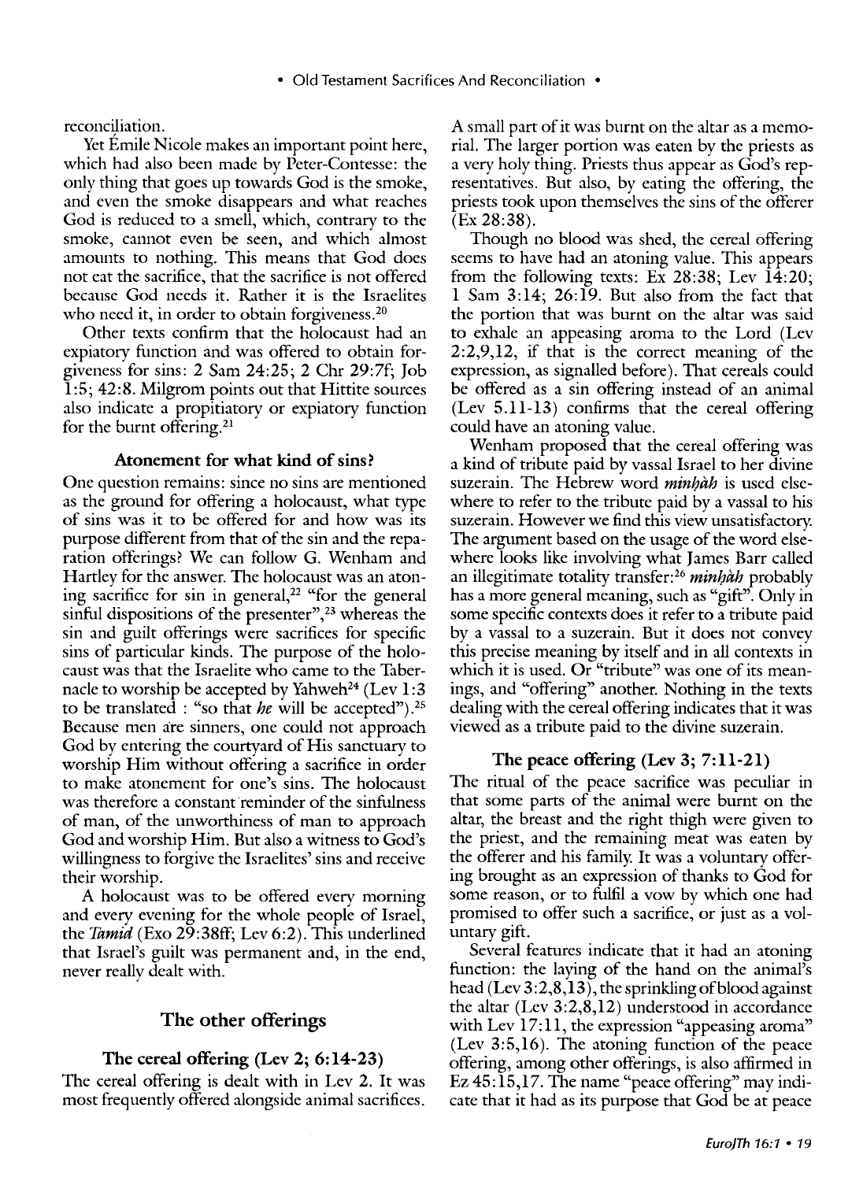reconciliation.

Yet Émile Nicole makes an important point here, which had also been made by Peter-Contesse: the only thing that goes up towards God is the smoke, and even the smoke disappears and what reaches God is reduced to a smell, which, contrary to the smoke, cannot even be seen, and which almost amounts to nothing. This means that God does not eat the sacrifice, that the sacrifice is not offered because God needs it. Rather it is the Israelites who need it, in order to obtain forgiveness.[20]

Other texts confirm that the holocaust had an expiatory function and was offered to obtain forgiveness for sins: 2 Sam 24:25; 2 Chr 29:7f; Job 1:5; 42:8. Milgrom points out that Hittite sources also indicate a propitiatory or expiatory function for the burnt offering.[21]

### Atonement for what kind of sins?

One question remains: since no sins are mentioned as the ground for offering a holocaust, what type of sins was it to be offered for and how was its purpose different from that of the sin and the reparation offerings? We can follow G. Wenham and Hartley for the answer. The holocaust was an atoning sacrifice for sin in general,[22] "for the general sinful dispositions of the presenter",[23] whereas the sin and guilt offerings were sacrifices for specific sins of particular kinds. The purpose of the holocaust was that the Israelite who came to the Tabernacle to worship be accepted by Yahweh[24] (Lev 1:3 to be translated : "so that *he* will be accepted").[25] Because men are sinners, one could not approach God by entering the courtyard of His sanctuary to worship Him without offering a sacrifice in order to make atonement for one's sins. The holocaust was therefore a constant reminder of the sinfulness of man, of the unworthiness of man to approach God and worship Him. But also a witness to God's willingness to forgive the Israelites' sins and receive their worship.

A holocaust was to be offered every morning and every evening for the whole people of Israel, the *Tamid* (Exo 29:38ff; Lev 6:2). This underlined that Israel's guilt was permanent and, in the end, never really dealt with.

## The other offerings

### The cereal offering (Lev 2; 6:14-23)

The cereal offering is dealt with in Lev 2. It was most frequently offered alongside animal sacrifices. A small part of it was burnt on the altar as a memorial. The larger portion was eaten by the priests as a very holy thing. Priests thus appear as God's representatives. But also, by eating the offering, the priests took upon themselves the sins of the offerer (Ex 28:38).

Though no blood was shed, the cereal offering seems to have had an atoning value. This appears from the following texts: Ex 28:38; Lev 14:20; 1 Sam 3:14; 26:19. But also from the fact that the portion that was burnt on the altar was said to exhale an appeasing aroma to the Lord (Lev 2:2,9,12, if that is the correct meaning of the expression, as signalled before). That cereals could be offered as a sin offering instead of an animal (Lev 5.11-13) confirms that the cereal offering could have an atoning value.

Wenham proposed that the cereal offering was a kind of tribute paid by vassal Israel to her divine suzerain. The Hebrew word *minḥàh* is used elsewhere to refer to the tribute paid by a vassal to his suzerain. However we find this view unsatisfactory. The argument based on the usage of the word elsewhere looks like involving what James Barr called an illegitimate totality transfer:[26] *minḥàh* probably has a more general meaning, such as "gift". Only in some specific contexts does it refer to a tribute paid by a vassal to a suzerain. But it does not convey this precise meaning by itself and in all contexts in which it is used. Or "tribute" was one of its meanings, and "offering" another. Nothing in the texts dealing with the cereal offering indicates that it was viewed as a tribute paid to the divine suzerain.

### The peace offering (Lev 3; 7:11-21)

The ritual of the peace sacrifice was peculiar in that some parts of the animal were burnt on the altar, the breast and the right thigh were given to the priest, and the remaining meat was eaten by the offerer and his family. It was a voluntary offering brought as an expression of thanks to God for some reason, or to fulfil a vow by which one had promised to offer such a sacrifice, or just as a voluntary gift.

Several features indicate that it had an atoning function: the laying of the hand on the animal's head (Lev 3:2,8,13), the sprinkling of blood against the altar (Lev 3:2,8,12) understood in accordance with Lev 17:11, the expression "appeasing aroma" (Lev 3:5,16). The atoning function of the peace offering, among other offerings, is also affirmed in Ez 45:15,17. The name "peace offering" may indicate that it had as its purpose that God be at peace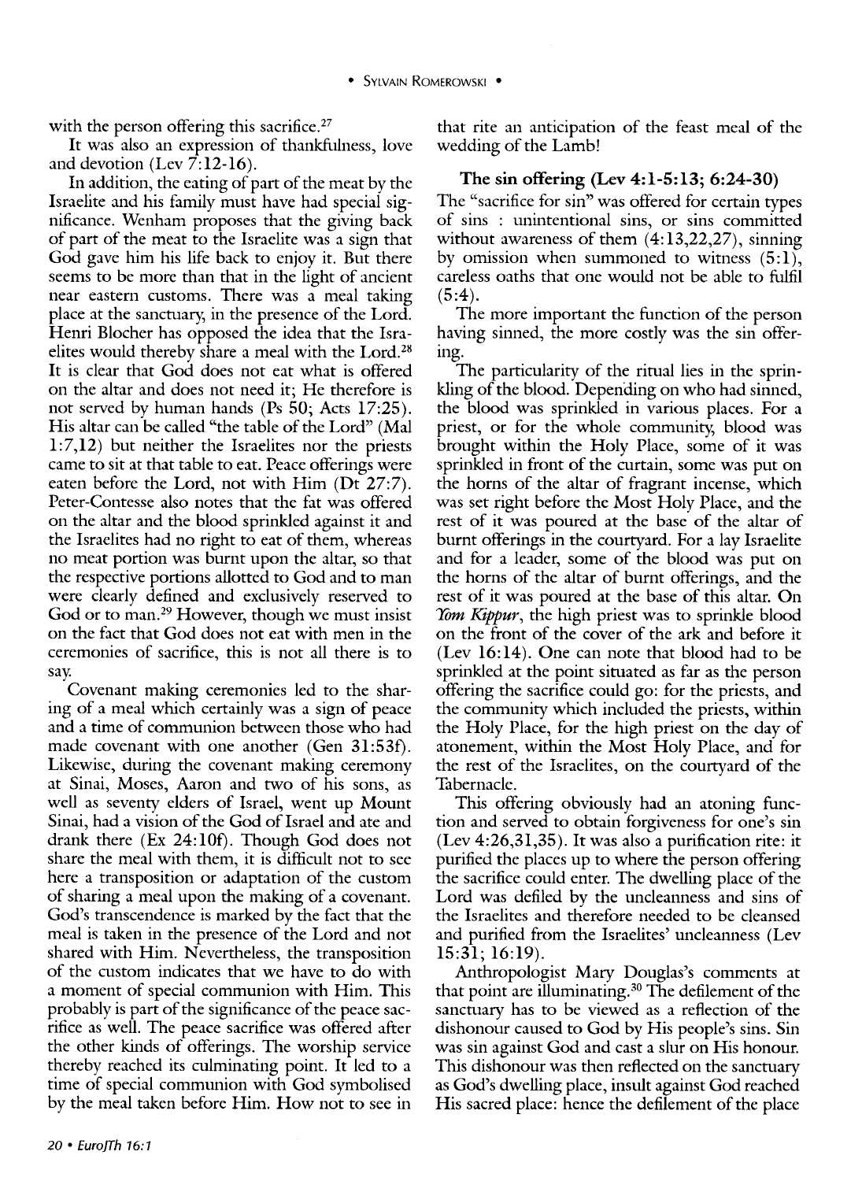with the person offering this sacrifice.[27]

It was also an expression of thankfulness, love and devotion (Lev 7:12-16).

In addition, the eating of part of the meat by the Israelite and his family must have had special significance. Wenham proposes that the giving back of part of the meat to the Israelite was a sign that God gave him his life back to enjoy it. But there seems to be more than that in the light of ancient near eastern customs. There was a meal taking place at the sanctuary, in the presence of the Lord. Henri Blocher has opposed the idea that the Israelites would thereby share a meal with the Lord.[28] It is clear that God does not eat what is offered on the altar and does not need it; He therefore is not served by human hands (Ps 50; Acts 17:25). His altar can be called "the table of the Lord" (Mal 1:7,12) but neither the Israelites nor the priests came to sit at that table to eat. Peace offerings were eaten before the Lord, not with Him (Dt 27:7). Peter-Contesse also notes that the fat was offered on the altar and the blood sprinkled against it and the Israelites had no right to eat of them, whereas no meat portion was burnt upon the altar, so that the respective portions allotted to God and to man were clearly defined and exclusively reserved to God or to man.[29] However, though we must insist on the fact that God does not eat with men in the ceremonies of sacrifice, this is not all there is to say.

Covenant making ceremonies led to the sharing of a meal which certainly was a sign of peace and a time of communion between those who had made covenant with one another (Gen 31:53f). Likewise, during the covenant making ceremony at Sinai, Moses, Aaron and two of his sons, as well as seventy elders of Israel, went up Mount Sinai, had a vision of the God of Israel and ate and drank there (Ex 24:10f). Though God does not share the meal with them, it is difficult not to see here a transposition or adaptation of the custom of sharing a meal upon the making of a covenant. God's transcendence is marked by the fact that the meal is taken in the presence of the Lord and not shared with Him. Nevertheless, the transposition of the custom indicates that we have to do with a moment of special communion with Him. This probably is part of the significance of the peace sacrifice as well. The peace sacrifice was offered after the other kinds of offerings. The worship service thereby reached its culminating point. It led to a time of special communion with God symbolised by the meal taken before Him. How not to see in that rite an anticipation of the feast meal of the wedding of the Lamb!

### The sin offering (Lev 4:1-5:13; 6:24-30)

The "sacrifice for sin" was offered for certain types of sins : unintentional sins, or sins committed without awareness of them (4:13,22,27), sinning by omission when summoned to witness (5:1), careless oaths that one would not be able to fulfil (5:4).

The more important the function of the person having sinned, the more costly was the sin offering.

The particularity of the ritual lies in the sprinkling of the blood. Depending on who had sinned, the blood was sprinkled in various places. For a priest, or for the whole community, blood was brought within the Holy Place, some of it was sprinkled in front of the curtain, some was put on the horns of the altar of fragrant incense, which was set right before the Most Holy Place, and the rest of it was poured at the base of the altar of burnt offerings in the courtyard. For a lay Israelite and for a leader, some of the blood was put on the horns of the altar of burnt offerings, and the rest of it was poured at the base of this altar. On *Yom Kippur*, the high priest was to sprinkle blood on the front of the cover of the ark and before it (Lev 16:14). One can note that blood had to be sprinkled at the point situated as far as the person offering the sacrifice could go: for the priests, and the community which included the priests, within the Holy Place, for the high priest on the day of atonement, within the Most Holy Place, and for the rest of the Israelites, on the courtyard of the Tabernacle.

This offering obviously had an atoning function and served to obtain forgiveness for one's sin (Lev 4:26,31,35). It was also a purification rite: it purified the places up to where the person offering the sacrifice could enter. The dwelling place of the Lord was defiled by the uncleanness and sins of the Israelites and therefore needed to be cleansed and purified from the Israelites' uncleanness (Lev 15:31; 16:19).

Anthropologist Mary Douglas's comments at that point are illuminating.[30] The defilement of the sanctuary has to be viewed as a reflection of the dishonour caused to God by His people's sins. Sin was sin against God and cast a slur on His honour. This dishonour was then reflected on the sanctuary as God's dwelling place, insult against God reached His sacred place: hence the defilement of the place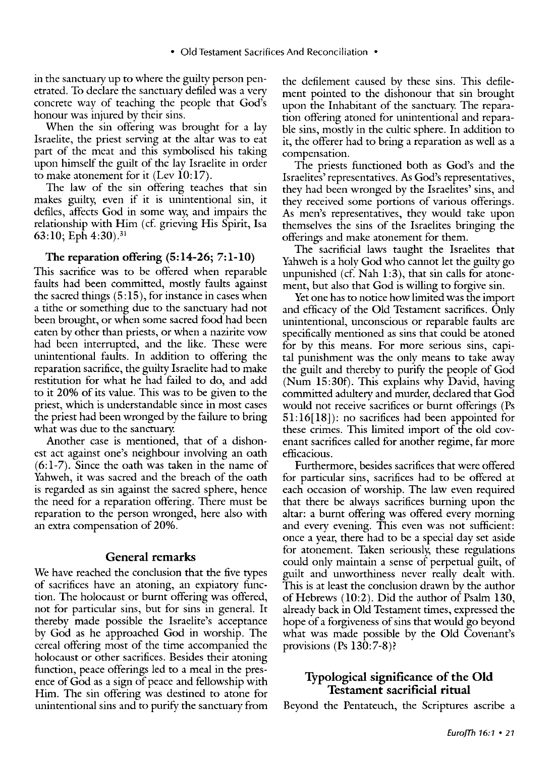in the sanctuary up to where the guilty person penetrated. To declare the sanctuary defiled was a very concrete way of teaching the people that God's honour was injured by their sins.

When the sin offering was brought for a lay Israelite, the priest serving at the altar was to eat part of the meat and this symbolised his taking upon himself the guilt of the lay Israelite in order to make atonement for it (Lev 10:17).

The law of the sin offering teaches that sin makes guilty, even if it is unintentional sin, it defiles, affects God in some way, and impairs the relationship with Him (cf. grieving His Spirit, Isa 63:10; Eph 4:30).[31]

### The reparation offering (5:14-26; 7:1-10)

This sacrifice was to be offered when reparable faults had been committed, mostly faults against the sacred things (5:15), for instance in cases when a tithe or something due to the sanctuary had not been brought, or when some sacred food had been eaten by other than priests, or when a nazirite vow had been interrupted, and the like. These were unintentional faults. In addition to offering the reparation sacrifice, the guilty Israelite had to make restitution for what he had failed to do, and add to it 20% of its value. This was to be given to the priest, which is understandable since in most cases the priest had been wronged by the failure to bring what was due to the sanctuary.

Another case is mentioned, that of a dishonest act against one's neighbour involving an oath (6:1-7). Since the oath was taken in the name of Yahweh, it was sacred and the breach of the oath is regarded as sin against the sacred sphere, hence the need for a reparation offering. There must be reparation to the person wronged, here also with an extra compensation of 20%.

## General remarks

We have reached the conclusion that the five types of sacrifices have an atoning, an expiatory function. The holocaust or burnt offering was offered, not for particular sins, but for sins in general. It thereby made possible the Israelite's acceptance by God as he approached God in worship. The cereal offering most of the time accompanied the holocaust or other sacrifices. Besides their atoning function, peace offerings led to a meal in the presence of God as a sign of peace and fellowship with Him. The sin offering was destined to atone for unintentional sins and to purify the sanctuary from the defilement caused by these sins. This defilement pointed to the dishonour that sin brought upon the Inhabitant of the sanctuary. The reparation offering atoned for unintentional and reparable sins, mostly in the cultic sphere. In addition to it, the offerer had to bring a reparation as well as a compensation.

The priests functioned both as God's and the Israelites' representatives. As God's representatives, they had been wronged by the Israelites' sins, and they received some portions of various offerings. As men's representatives, they would take upon themselves the sins of the Israelites bringing the offerings and make atonement for them.

The sacrificial laws taught the Israelites that Yahweh is a holy God who cannot let the guilty go unpunished (cf. Nah 1:3), that sin calls for atonement, but also that God is willing to forgive sin.

Yet one has to notice how limited was the import and efficacy of the Old Testament sacrifices. Only unintentional, unconscious or reparable faults are specifically mentioned as sins that could be atoned for by this means. For more serious sins, capital punishment was the only means to take away the guilt and thereby to purify the people of God (Num 15:30f). This explains why David, having committed adultery and murder, declared that God would not receive sacrifices or burnt offerings (Ps 51:16[18]): no sacrifices had been appointed for these crimes. This limited import of the old covenant sacrifices called for another regime, far more efficacious.

Furthermore, besides sacrifices that were offered for particular sins, sacrifices had to be offered at each occasion of worship. The law even required that there be always sacrifices burning upon the altar: a burnt offering was offered every morning and every evening. This even was not sufficient: once a year, there had to be a special day set aside for atonement. Taken seriously, these regulations could only maintain a sense of perpetual guilt, of guilt and unworthiness never really dealt with. This is at least the conclusion drawn by the author of Hebrews (10:2). Did the author of Psalm 130, already back in Old Testament times, expressed the hope of a forgiveness of sins that would go beyond what was made possible by the Old Covenant's provisions (Ps 130:7-8)?

## Typological significance of the Old Testament sacrificial ritual

Beyond the Pentateuch, the Scriptures ascribe a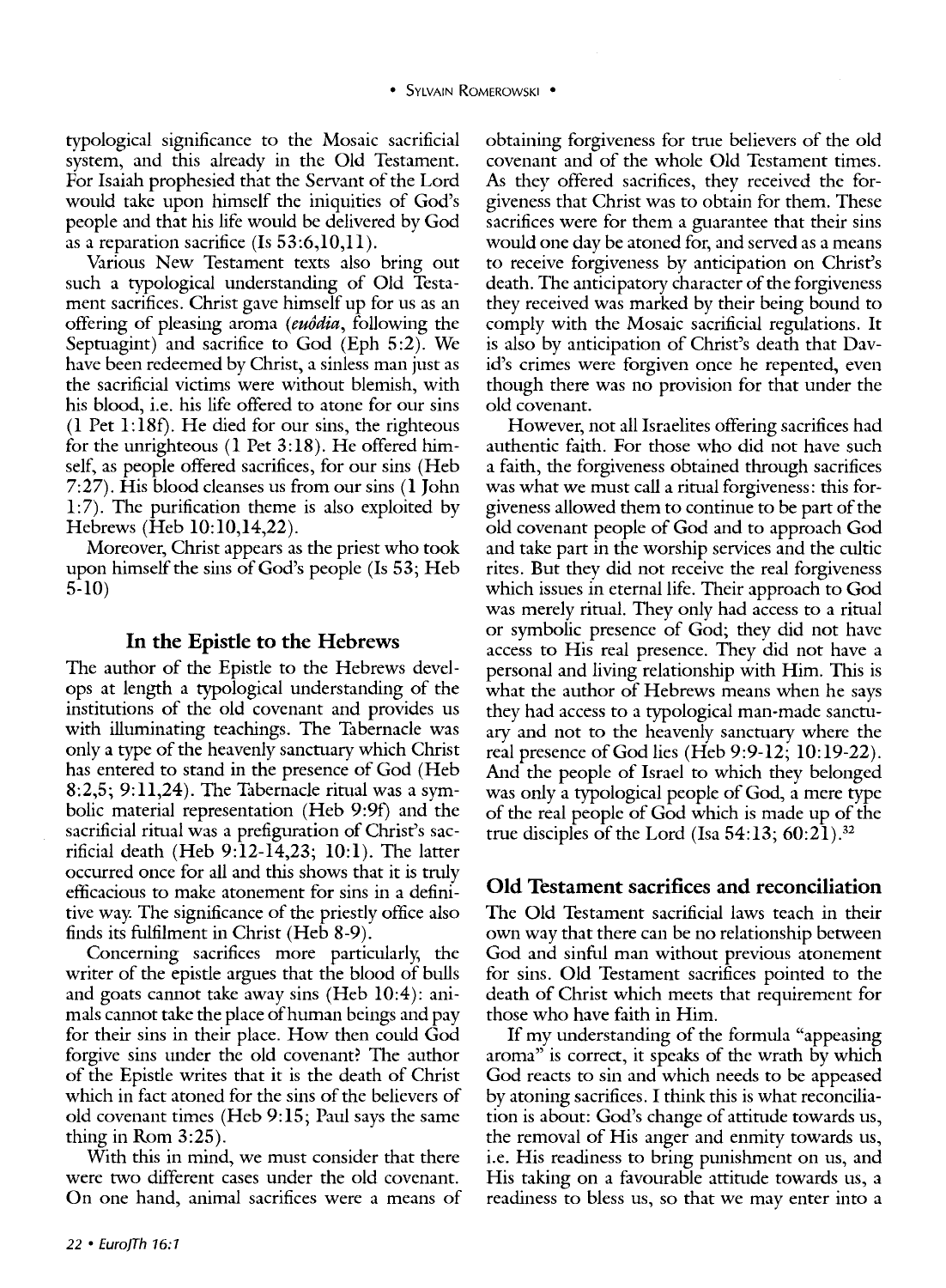typological significance to the Mosaic sacrificial system, and this already in the Old Testament. For Isaiah prophesied that the Servant of the Lord would take upon himself the iniquities of God's people and that his life would be delivered by God as a reparation sacrifice (Is 53:6,10,11).

Various New Testament texts also bring out such a typological understanding of Old Testament sacrifices. Christ gave himself up for us as an offering of pleasing aroma (*euôdia*, following the Septuagint) and sacrifice to God (Eph 5:2). We have been redeemed by Christ, a sinless man just as the sacrificial victims were without blemish, with his blood, i.e. his life offered to atone for our sins (1 Pet 1:18f). He died for our sins, the righteous for the unrighteous (1 Pet 3:18). He offered himself, as people offered sacrifices, for our sins (Heb 7:27). His blood cleanses us from our sins (1 John 1:7). The purification theme is also exploited by Hebrews (Heb 10:10,14,22).

Moreover, Christ appears as the priest who took upon himself the sins of God's people (Is 53; Heb 5-10)

## In the Epistle to the Hebrews

The author of the Epistle to the Hebrews develops at length a typological understanding of the institutions of the old covenant and provides us with illuminating teachings. The Tabernacle was only a type of the heavenly sanctuary which Christ has entered to stand in the presence of God (Heb 8:2,5; 9:11,24). The Tabernacle ritual was a symbolic material representation (Heb 9:9f) and the sacrificial ritual was a prefiguration of Christ's sacrificial death (Heb 9:12-14,23; 10:1). The latter occurred once for all and this shows that it is truly efficacious to make atonement for sins in a definitive way. The significance of the priestly office also finds its fulfilment in Christ (Heb 8-9).

Concerning sacrifices more particularly, the writer of the epistle argues that the blood of bulls and goats cannot take away sins (Heb 10:4): animals cannot take the place of human beings and pay for their sins in their place. How then could God forgive sins under the old covenant? The author of the Epistle writes that it is the death of Christ which in fact atoned for the sins of the believers of old covenant times (Heb 9:15; Paul says the same thing in Rom 3:25).

With this in mind, we must consider that there were two different cases under the old covenant. On one hand, animal sacrifices were a means of obtaining forgiveness for true believers of the old covenant and of the whole Old Testament times. As they offered sacrifices, they received the forgiveness that Christ was to obtain for them. These sacrifices were for them a guarantee that their sins would one day be atoned for, and served as a means to receive forgiveness by anticipation on Christ's death. The anticipatory character of the forgiveness they received was marked by their being bound to comply with the Mosaic sacrificial regulations. It is also by anticipation of Christ's death that David's crimes were forgiven once he repented, even though there was no provision for that under the old covenant.

However, not all Israelites offering sacrifices had authentic faith. For those who did not have such a faith, the forgiveness obtained through sacrifices was what we must call a ritual forgiveness: this forgiveness allowed them to continue to be part of the old covenant people of God and to approach God and take part in the worship services and the cultic rites. But they did not receive the real forgiveness which issues in eternal life. Their approach to God was merely ritual. They only had access to a ritual or symbolic presence of God; they did not have access to His real presence. They did not have a personal and living relationship with Him. This is what the author of Hebrews means when he says they had access to a typological man-made sanctuary and not to the heavenly sanctuary where the real presence of God lies (Heb 9:9-12; 10:19-22). And the people of Israel to which they belonged was only a typological people of God, a mere type of the real people of God which is made up of the true disciples of the Lord (Isa 54:13; 60:21).[32]

## Old Testament sacrifices and reconciliation

The Old Testament sacrificial laws teach in their own way that there can be no relationship between God and sinful man without previous atonement for sins. Old Testament sacrifices pointed to the death of Christ which meets that requirement for those who have faith in Him.

If my understanding of the formula "appeasing aroma" is correct, it speaks of the wrath by which God reacts to sin and which needs to be appeased by atoning sacrifices. I think this is what reconciliation is about: God's change of attitude towards us, the removal of His anger and enmity towards us, i.e. His readiness to bring punishment on us, and His taking on a favourable attitude towards us, a readiness to bless us, so that we may enter into a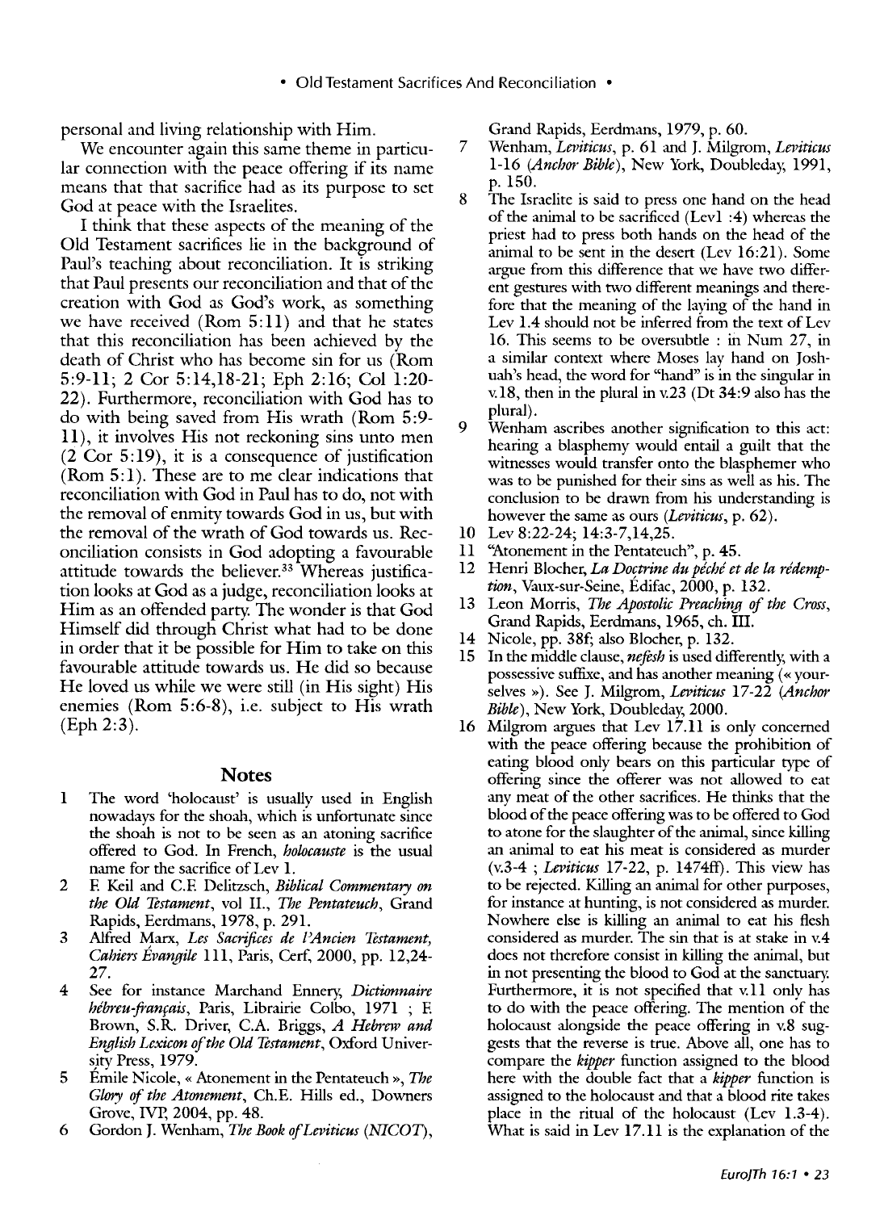personal and living relationship with Him.

We encounter again this same theme in particular connection with the peace offering if its name means that that sacrifice had as its purpose to set God at peace with the Israelites.

I think that these aspects of the meaning of the Old Testament sacrifices lie in the background of Paul's teaching about reconciliation. It is striking that Paul presents our reconciliation and that of the creation with God as God's work, as something we have received (Rom 5:11) and that he states that this reconciliation has been achieved by the death of Christ who has become sin for us (Rom 5:9-11; 2 Cor 5:14,18-21; Eph 2:16; Col 1:20-22). Furthermore, reconciliation with God has to do with being saved from His wrath (Rom 5:9-11), it involves His not reckoning sins unto men (2 Cor 5:19), it is a consequence of justification (Rom 5:1). These are to me clear indications that reconciliation with God in Paul has to do, not with the removal of enmity towards God in us, but with the removal of the wrath of God towards us. Reconciliation consists in God adopting a favourable attitude towards the believer.[33] Whereas justification looks at God as a judge, reconciliation looks at Him as an offended party. The wonder is that God Himself did through Christ what had to be done in order that it be possible for Him to take on this favourable attitude towards us. He did so because He loved us while we were still (in His sight) His enemies (Rom 5:6-8), i.e. subject to His wrath (Eph 2:3).

## Notes

1. The word 'holocaust' is usually used in English nowadays for the shoah, which is unfortunate since the shoah is not to be seen as an atoning sacrifice offered to God. In French, *holocauste* is the usual name for the sacrifice of Lev 1.
2. F. Keil and C.F. Delitzsch, *Biblical Commentary on the Old Testament*, vol II., *The Pentateuch*, Grand Rapids, Eerdmans, 1978, p. 291.
3. Alfred Marx, *Les Sacrifices de l'Ancien Testament*, *Cahiers Évangile* 111, Paris, Cerf, 2000, pp. 12,24-27.
4. See for instance Marchand Ennery, *Dictionnaire hébreu-français*, Paris, Librairie Colbo, 1971 ; F. Brown, S.R. Driver, C.A. Briggs, *A Hebrew and English Lexicon of the Old Testament*, Oxford University Press, 1979.
5. Émile Nicole, « Atonement in the Pentateuch », *The Glory of the Atonement*, Ch.E. Hills ed., Downers Grove, IVP, 2004, pp. 48.
6. Gordon J. Wenham, *The Book of Leviticus (NICOT)*, Grand Rapids, Eerdmans, 1979, p. 60.
7. Wenham, *Leviticus*, p. 61 and J. Milgrom, *Leviticus 1-16 (Anchor Bible)*, New York, Doubleday, 1991, p. 150.
8. The Israelite is said to press one hand on the head of the animal to be sacrificed (Levl :4) whereas the priest had to press both hands on the head of the animal to be sent in the desert (Lev 16:21). Some argue from this difference that we have two different gestures with two different meanings and therefore that the meaning of the laying of the hand in Lev 1.4 should not be inferred from the text of Lev 16. This seems to be oversubtle : in Num 27, in a similar context where Moses lay hand on Joshuah's head, the word for "hand" is in the singular in v.18, then in the plural in v.23 (Dt 34:9 also has the plural).
9. Wenham ascribes another signification to this act: hearing a blasphemy would entail a guilt that the witnesses would transfer onto the blasphemer who was to be punished for their sins as well as his. The conclusion to be drawn from his understanding is however the same as ours (*Leviticus*, p. 62).
10. Lev 8:22-24; 14:3-7,14,25.
11. "Atonement in the Pentateuch", p. 45.
12. Henri Blocher, *La Doctrine du péché et de la rédemption*, Vaux-sur-Seine, Édifac, 2000, p. 132.
13. Leon Morris, *The Apostolic Preaching of the Cross*, Grand Rapids, Eerdmans, 1965, ch. III.
14. Nicole, pp. 38f; also Blocher, p. 132.
15. In the middle clause, *nefesh* is used differently, with a possessive suffixe, and has another meaning (« yourselves »). See J. Milgrom, *Leviticus 17-22 (Anchor Bible)*, New York, Doubleday, 2000.
16. Milgrom argues that Lev 17.11 is only concerned with the peace offering because the prohibition of eating blood only bears on this particular type of offering since the offerer was not allowed to eat any meat of the other sacrifices. He thinks that the blood of the peace offering was to be offered to God to atone for the slaughter of the animal, since killing an animal to eat his meat is considered as murder (v.3-4 ; *Leviticus* 17-22, p. 1474ff). This view has to be rejected. Killing an animal for other purposes, for instance at hunting, is not considered as murder. Nowhere else is killing an animal to eat his flesh considered as murder. The sin that is at stake in v.4 does not therefore consist in killing the animal, but in not presenting the blood to God at the sanctuary. Furthermore, it is not specified that v.11 only has to do with the peace offering. The mention of the holocaust alongside the peace offering in v.8 suggests that the reverse is true. Above all, one has to compare the *kipper* function assigned to the blood here with the double fact that a *kipper* function is assigned to the holocaust and that a blood rite takes place in the ritual of the holocaust (Lev 1.3-4). What is said in Lev 17.11 is the explanation of the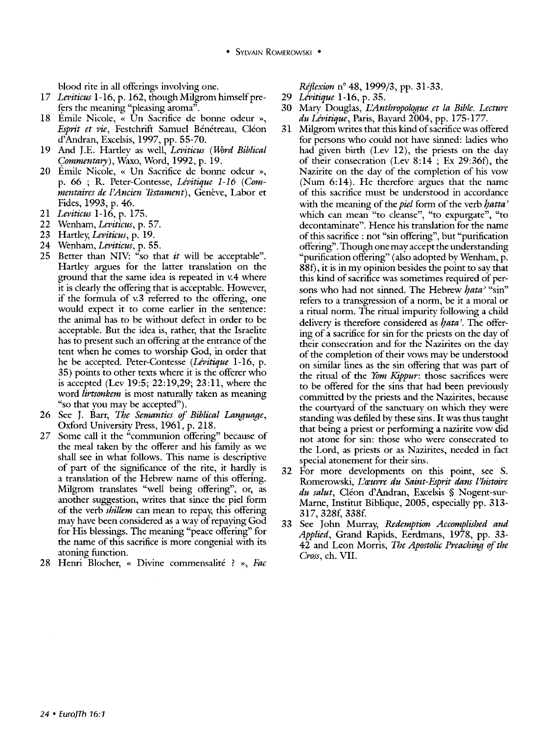blood rite in all offerings involving one.

17 *Leviticus* 1-16, p. 162, though Milgrom himself prefers the meaning "pleasing aroma".

18 Émile Nicole, « Un Sacrifice de bonne odeur », *Esprit et vie*, Festchrift Samuel Bénétreau, Cléon d'Andran, Excelsis, 1997, pp. 55-70.

19 And J.E. Hartley as well, *Leviticus (Word Biblical Commentary)*, Waxo, Word, 1992, p. 19.

20 Émile Nicole, « Un Sacrifice de bonne odeur », p. 66 ; R. Peter-Contesse, *Lévitique 1-16 (Commentaires de l'Ancien Testament)*, Genève, Labor et Fides, 1993, p. 46.

21 *Leviticus* 1-16, p. 175.

22 Wenham, *Leviticus*, p. 57.

23 Hartley, *Leviticus*, p. 19.

24 Wenham, *Leviticus*, p. 55.

25 Better than NIV: "so that *it* will be acceptable". Hartley argues for the latter translation on the ground that the same idea is repeated in v.4 where it is clearly the offering that is acceptable. However, if the formula of v.3 referred to the offering, one would expect it to come earlier in the sentence: the animal has to be without defect in order to be acceptable. But the idea is, rather, that the Israelite has to present such an offering at the entrance of the tent when he comes to worship God, in order that he be accepted. Peter-Contesse (*Lévitique* 1-16, p. 35) points to other texts where it is the offerer who is accepted (Lev 19:5; 22:19,29; 23:11, where the word *lirtsonkem* is most naturally taken as meaning "so that you may be accepted").

26 See J. Barr, *The Semantics of Biblical Language*, Oxford University Press, 1961, p. 218.

27 Some call it the "communion offering" because of the meal taken by the offerer and his family as we shall see in what follows. This name is descriptive of part of the significance of the rite, it hardly is a translation of the Hebrew name of this offering. Milgrom translates "well being offering", or, as another suggestion, writes that since the piel form of the verb *shillem* can mean to repay, this offering may have been considered as a way of repaying God for His blessings. The meaning "peace offering" for the name of this sacrifice is more congenial with its atoning function.

28 Henri Blocher, « Divine commensalité ? », *Fac Réflexion* n° 48, 1999/3, pp. 31-33.

29 *Lévitique* 1-16, p. 35.

30 Mary Douglas, *L'Anthropologue et la Bible. Lecture du Lévitique*, Paris, Bayard 2004, pp. 175-177.

31 Milgrom writes that this kind of sacrifice was offered for persons who could not have sinned: ladies who had given birth (Lev 12), the priests on the day of their consecration (Lev 8:14 ; Ex 29:36f), the Nazirite on the day of the completion of his vow (Num 6:14). He therefore argues that the name of this sacrifice must be understood in accordance with the meaning of the *piel* form of the verb *ḥatta'* which can mean "to cleanse", "to expurgate", "to decontaminate". Hence his translation for the name of this sacrifice : not "sin offering", but "purification offering". Though one may accept the understanding "purification offering" (also adopted by Wenham, p. 88f), it is in my opinion besides the point to say that this kind of sacrifice was sometimes required of persons who had not sinned. The Hebrew *ḥata'* "sin" refers to a transgression of a norm, be it a moral or a ritual norm. The ritual impurity following a child delivery is therefore considered as *ḥata'*. The offering of a sacrifice for sin for the priests on the day of their consecration and for the Nazirites on the day of the completion of their vows may be understood on similar lines as the sin offering that was part of the ritual of the *Yom Kippur*: those sacrifices were to be offered for the sins that had been previously committed by the priests and the Nazirites, because the courtyard of the sanctuary on which they were standing was defiled by these sins. It was thus taught that being a priest or performing a nazirite vow did not atone for sin: those who were consecrated to the Lord, as priests or as Nazirites, needed in fact special atonement for their sins.

32 For more developments on this point, see S. Romerowski, *L'œuvre du Saint-Esprit dans l'histoire du salut*, Cléon d'Andran, Excelsis § Nogent-sur-Marne, Institut Biblique, 2005, especially pp. 313-317, 328f, 338f.

33 See John Murray, *Redemption Accomplished and Applied*, Grand Rapids, Eerdmans, 1978, pp. 33-42 and Leon Morris, *The Apostolic Preaching of the Cross*, ch. VII.